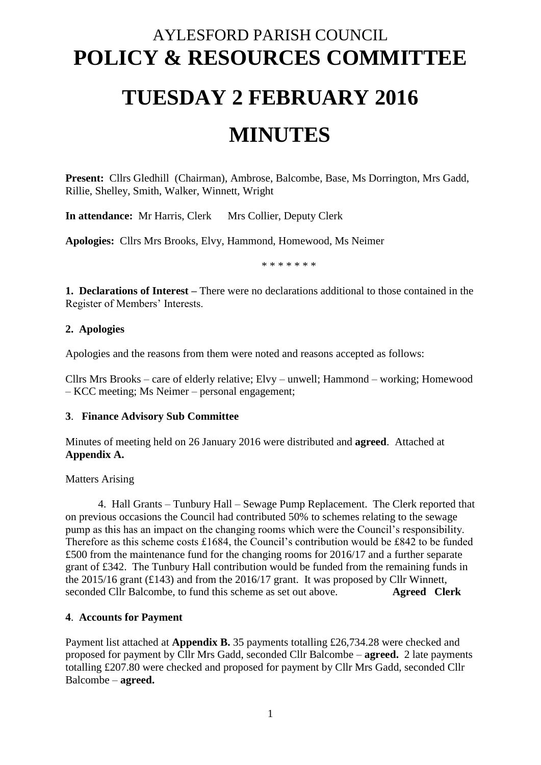# AYLESFORD PARISH COUNCIL

# POLICY & RESOURCES COMMITTEE

# TUESDAY 2 FEBRUARY 2016

# MINUTES

**Present:** Cllrs Gledhill (Chairman), Ambrose, Balcombe, Base, Ms Dorrington, Mrs Gadd, Rillie, Shelley, Smith, Walker, Winnett, Wright

**In attendance:** Mr Harris, Clerk Mrs Collier, Deputy Clerk

**Apologies:** Cllrs Mrs Brooks, Elvy, Hammond, Homewood, Ms Neimer

\* \* \* \* \* \* \*

**1. Declarations of Interest –** There were no declarations additional to those contained in the Register of Members' Interests.

**2. Apologies**

Apologies and the reasons from them were noted and reasons accepted as follows:

Cllrs Mrs Brooks – care of elderly relative; Elvy – unwell; Hammond – working; Homewood – KCC meeting; Ms Neimer – personal engagement;

**3**. **Finance Advisory Sub Committee**

Minutes of meeting held on 26 January 2016 were distributed and **agreed**. Attached at **Appendix A.**

Matters Arising

4. Hall Grants – Tunbury Hall – Sewage Pump Replacement. The Clerk reported that on previous occasions the Council had contributed 50% to schemes relating to the sewage pump as this has an impact on the changing rooms which were the Council's responsibility. Therefore as this scheme costs £1684, the Council's contribution would be £842 to be funded £500 from the maintenance fund for the changing rooms for 2016/17 and a further separate grant of £342. The Tunbury Hall contribution would be funded from the remaining funds in the 2015/16 grant (£143) and from the 2016/17 grant. It was proposed by Cllr Winnett, seconded Cllr Balcombe, to fund this scheme as set out above. **Agreed Clerk**

**4**. **Accounts for Payment**

Payment list attached at **Appendix B.** 35 payments totalling £26,734.28 were checked and proposed for payment by Cllr Mrs Gadd, seconded Cllr Balcombe – **agreed.** 2 late payments totalling £207.80 were checked and proposed for payment by Cllr Mrs Gadd, seconded Cllr Balcombe – **agreed.**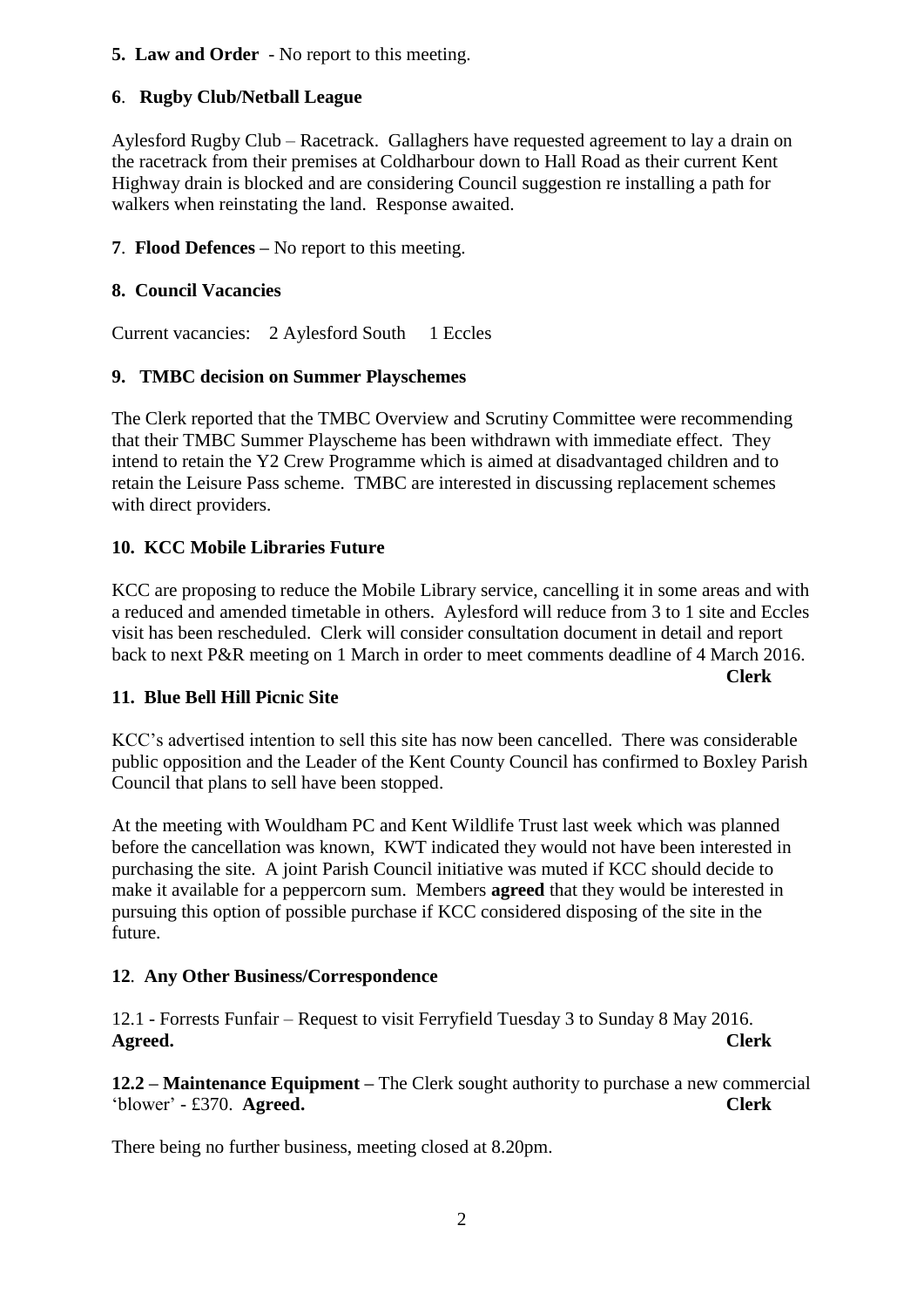**5. Law and Order** - No report to this meeting.

**6**. **Rugby Club/Netball League**

Aylesford Rugby Club – Racetrack. Gallaghers have requested agreement to lay a drain on the racetrack from their premises at Coldharbour down to Hall Road as their current Kent Highway drain is blocked and are considering Council suggestion re installing a path for walkers when reinstating the land. Response awaited.

**7**. **Flood Defences –** No report to this meeting.

**8. Council Vacancies**

Current vacancies: 2 Aylesford South 1 Eccles

**9. TMBC decision on Summer Playschemes**

The Clerk reported that the TMBC Overview and Scrutiny Committee were recommending that their TMBC Summer Playscheme has been withdrawn with immediate effect. They intend to retain the Y2 Crew Programme which is aimed at disadvantaged children and to retain the Leisure Pass scheme. TMBC are interested in discussing replacement schemes with direct providers.

**10. KCC Mobile Libraries Future**

KCC are proposing to reduce the Mobile Library service, cancelling it in some areas and with a reduced and amended timetable in others. Aylesford will reduce from 3 to 1 site and Eccles visit has been rescheduled. Clerk will consider consultation document in detail and report back to next P&R meeting on 1 March in order to meet comments deadline of 4 March 2016.
**Clerk**

**11. Blue Bell Hill Picnic Site**

KCC's advertised intention to sell this site has now been cancelled. There was considerable public opposition and the Leader of the Kent County Council has confirmed to Boxley Parish Council that plans to sell have been stopped.

At the meeting with Wouldham PC and Kent Wildlife Trust last week which was planned before the cancellation was known, KWT indicated they would not have been interested in purchasing the site. A joint Parish Council initiative was muted if KCC should decide to make it available for a peppercorn sum. Members **agreed** that they would be interested in pursuing this option of possible purchase if KCC considered disposing of the site in the future.

**12**. **Any Other Business/Correspondence**

12.1 - Forrests Funfair – Request to visit Ferryfield Tuesday 3 to Sunday 8 May 2016.
**Agreed.** **Clerk**

**12.2 – Maintenance Equipment –** The Clerk sought authority to purchase a new commercial 'blower' - £370. **Agreed.** **Clerk**

There being no further business, meeting closed at 8.20pm.